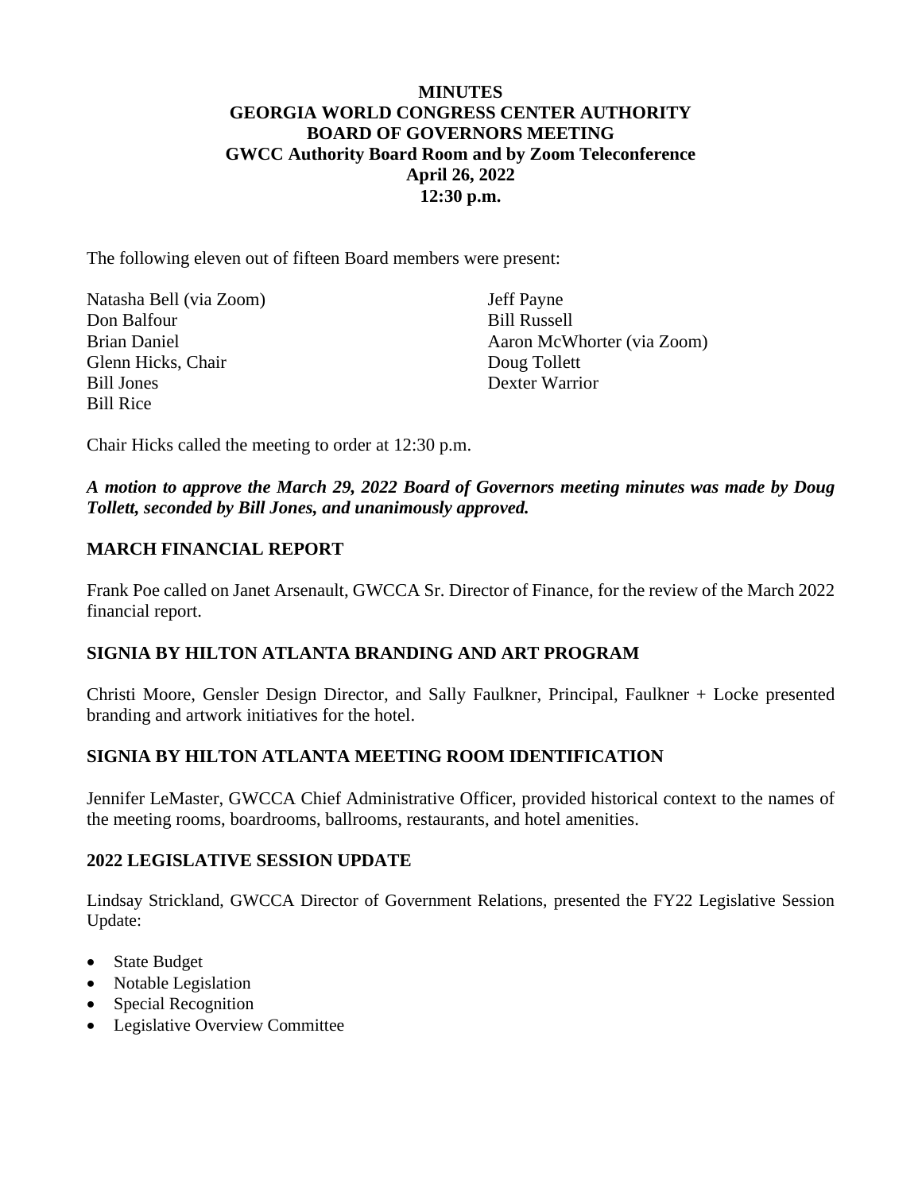# MINUTES
# GEORGIA WORLD CONGRESS CENTER AUTHORITY
# BOARD OF GOVERNORS MEETING
## GWCC Authority Board Room and by Zoom Teleconference
## April 26, 2022
## 12:30 p.m.

The following eleven out of fifteen Board members were present:

Natasha Bell (via Zoom)
Don Balfour
Brian Daniel
Glenn Hicks, Chair
Bill Jones
Bill Rice
Jeff Payne
Bill Russell
Aaron McWhorter (via Zoom)
Doug Tollett
Dexter Warrior

Chair Hicks called the meeting to order at 12:30 p.m.

***A motion to approve the March 29, 2022 Board of Governors meeting minutes was made by Doug Tollett, seconded by Bill Jones, and unanimously approved.***

## MARCH FINANCIAL REPORT

Frank Poe called on Janet Arsenault, GWCCA Sr. Director of Finance, for the review of the March 2022 financial report.

## SIGNIA BY HILTON ATLANTA BRANDING AND ART PROGRAM

Christi Moore, Gensler Design Director, and Sally Faulkner, Principal, Faulkner + Locke presented branding and artwork initiatives for the hotel.

## SIGNIA BY HILTON ATLANTA MEETING ROOM IDENTIFICATION

Jennifer LeMaster, GWCCA Chief Administrative Officer, provided historical context to the names of the meeting rooms, boardrooms, ballrooms, restaurants, and hotel amenities.

## 2022 LEGISLATIVE SESSION UPDATE

Lindsay Strickland, GWCCA Director of Government Relations, presented the FY22 Legislative Session Update:

- State Budget
- Notable Legislation
- Special Recognition
- Legislative Overview Committee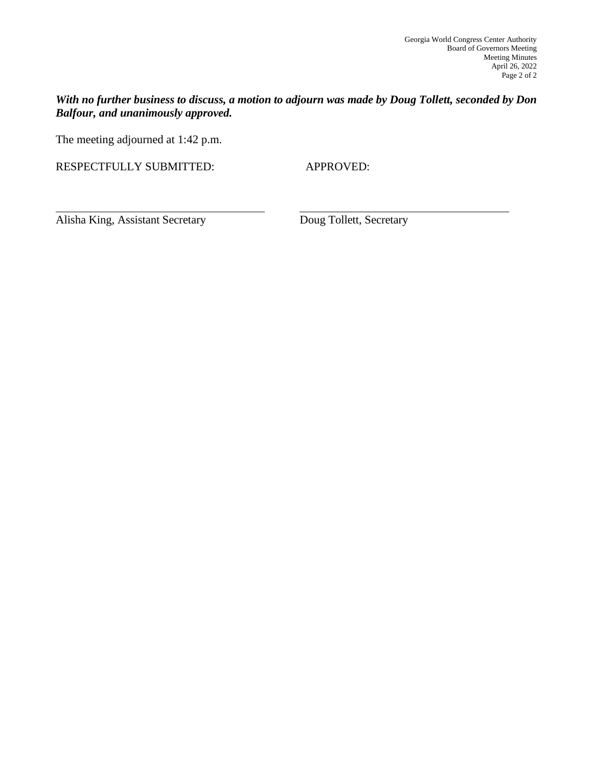***With no further business to discuss, a motion to adjourn was made by Doug Tollett, seconded by Don Balfour, and unanimously approved.***

The meeting adjourned at 1:42 p.m.

RESPECTFULLY SUBMITTED: APPROVED:

\_\_\_\_\_\_\_\_\_\_\_\_\_\_\_\_\_\_\_\_\_\_\_\_\_\_\_\_\_\_\_\_\_\_\_\_
Alisha King, Assistant Secretary

\_\_\_\_\_\_\_\_\_\_\_\_\_\_\_\_\_\_\_\_\_\_\_\_\_\_\_\_\_\_\_\_\_\_\_\_
Doug Tollett, Secretary